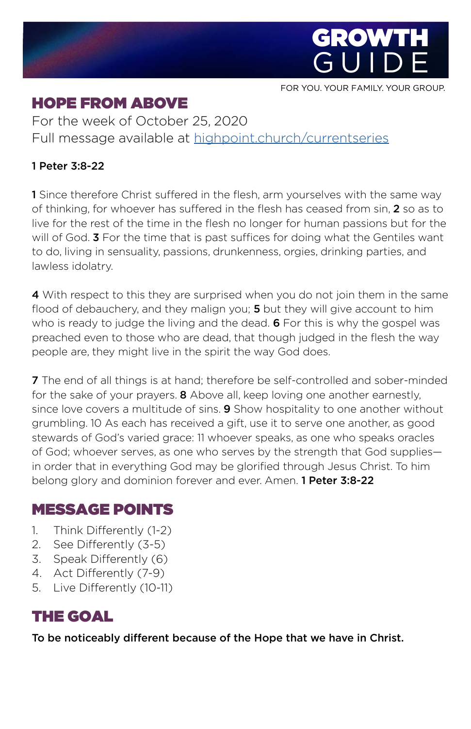# GROWTH GUIDE

FOR YOU. YOUR FAMILY. YOUR GROUP.

## HOPE FROM ABOVE

For the week of October 25, 2020
Full message available at [highpoint.church/currentseries](highpoint.church/currentseries)

**1 Peter 3:8-22**

**1** Since therefore Christ suffered in the flesh, arm yourselves with the same way of thinking, for whoever has suffered in the flesh has ceased from sin, **2** so as to live for the rest of the time in the flesh no longer for human passions but for the will of God. **3** For the time that is past suffices for doing what the Gentiles want to do, living in sensuality, passions, drunkenness, orgies, drinking parties, and lawless idolatry.

**4** With respect to this they are surprised when you do not join them in the same flood of debauchery, and they malign you; **5** but they will give account to him who is ready to judge the living and the dead. **6** For this is why the gospel was preached even to those who are dead, that though judged in the flesh the way people are, they might live in the spirit the way God does.

**7** The end of all things is at hand; therefore be self-controlled and sober-minded for the sake of your prayers. **8** Above all, keep loving one another earnestly, since love covers a multitude of sins. **9** Show hospitality to one another without grumbling. 10 As each has received a gift, use it to serve one another, as good stewards of God's varied grace: 11 whoever speaks, as one who speaks oracles of God; whoever serves, as one who serves by the strength that God supplies—in order that in everything God may be glorified through Jesus Christ. To him belong glory and dominion forever and ever. Amen. **1 Peter 3:8-22**

## MESSAGE POINTS

1. Think Differently (1-2)
2. See Differently (3-5)
3. Speak Differently (6)
4. Act Differently (7-9)
5. Live Differently (10-11)

## THE GOAL

**To be noticeably different because of the Hope that we have in Christ.**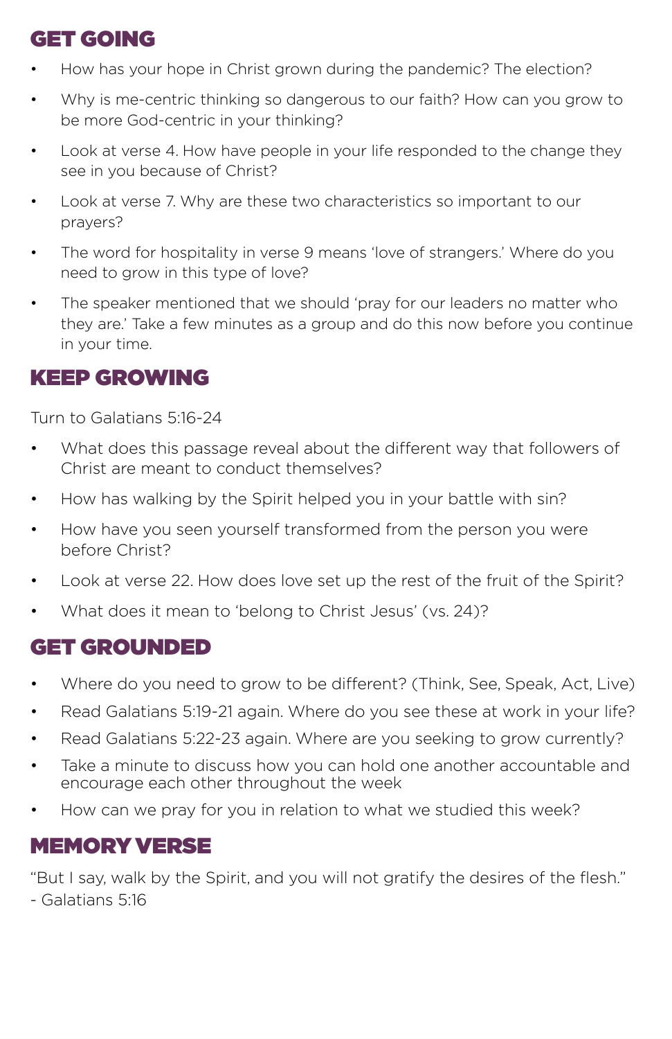## GET GOING

- How has your hope in Christ grown during the pandemic? The election?
- Why is me-centric thinking so dangerous to our faith? How can you grow to be more God-centric in your thinking?
- Look at verse 4. How have people in your life responded to the change they see in you because of Christ?
- Look at verse 7. Why are these two characteristics so important to our prayers?
- The word for hospitality in verse 9 means 'love of strangers.' Where do you need to grow in this type of love?
- The speaker mentioned that we should 'pray for our leaders no matter who they are.' Take a few minutes as a group and do this now before you continue in your time.

## KEEP GROWING

Turn to Galatians 5:16-24

- What does this passage reveal about the different way that followers of Christ are meant to conduct themselves?
- How has walking by the Spirit helped you in your battle with sin?
- How have you seen yourself transformed from the person you were before Christ?
- Look at verse 22. How does love set up the rest of the fruit of the Spirit?
- What does it mean to 'belong to Christ Jesus' (vs. 24)?

## GET GROUNDED

- Where do you need to grow to be different? (Think, See, Speak, Act, Live)
- Read Galatians 5:19-21 again. Where do you see these at work in your life?
- Read Galatians 5:22-23 again. Where are you seeking to grow currently?
- Take a minute to discuss how you can hold one another accountable and encourage each other throughout the week
- How can we pray for you in relation to what we studied this week?

## MEMORY VERSE

"But I say, walk by the Spirit, and you will not gratify the desires of the flesh."
- Galatians 5:16